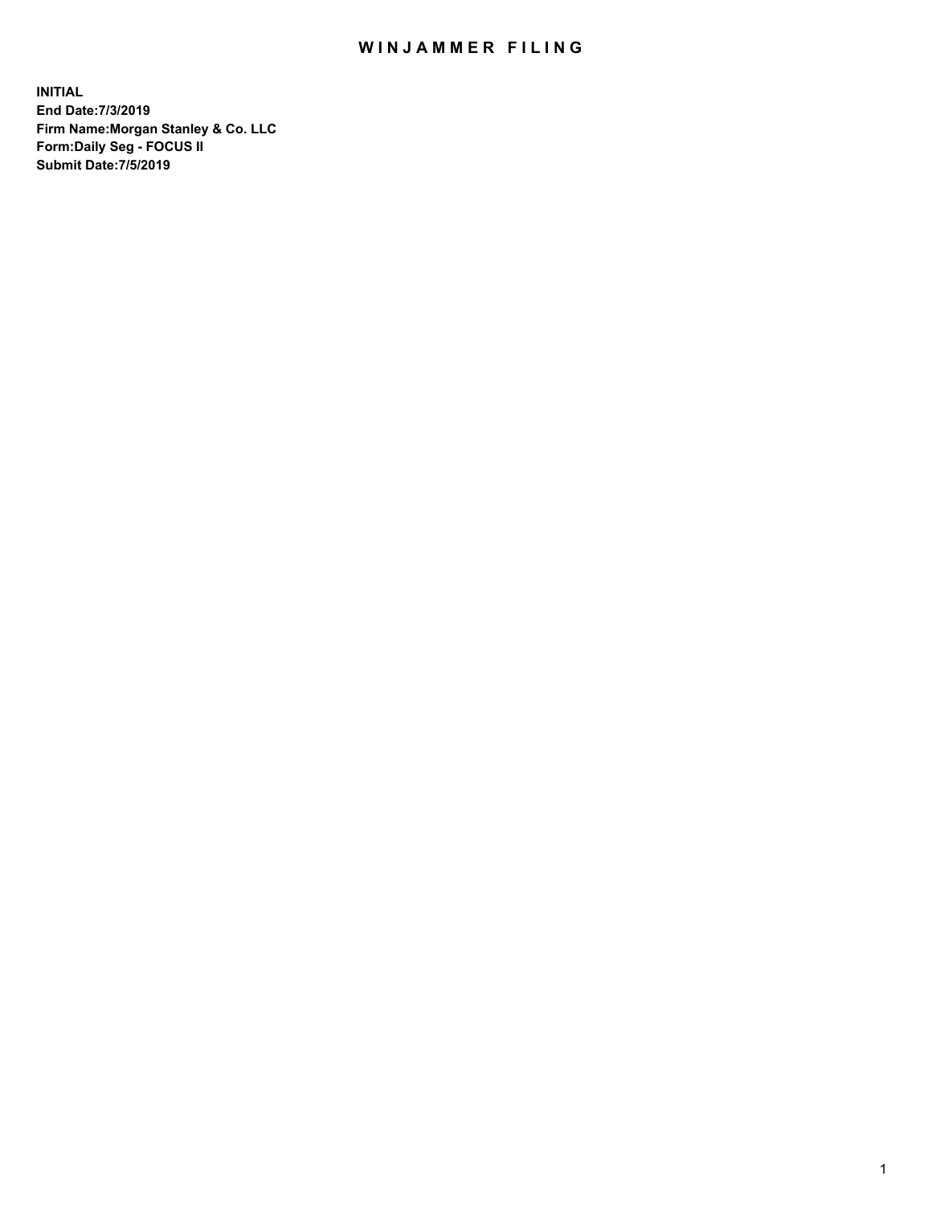# WINJAMMER FILING

**INITIAL**
**End Date:7/3/2019**
**Firm Name:Morgan Stanley & Co. LLC**
**Form:Daily Seg - FOCUS II**
**Submit Date:7/5/2019**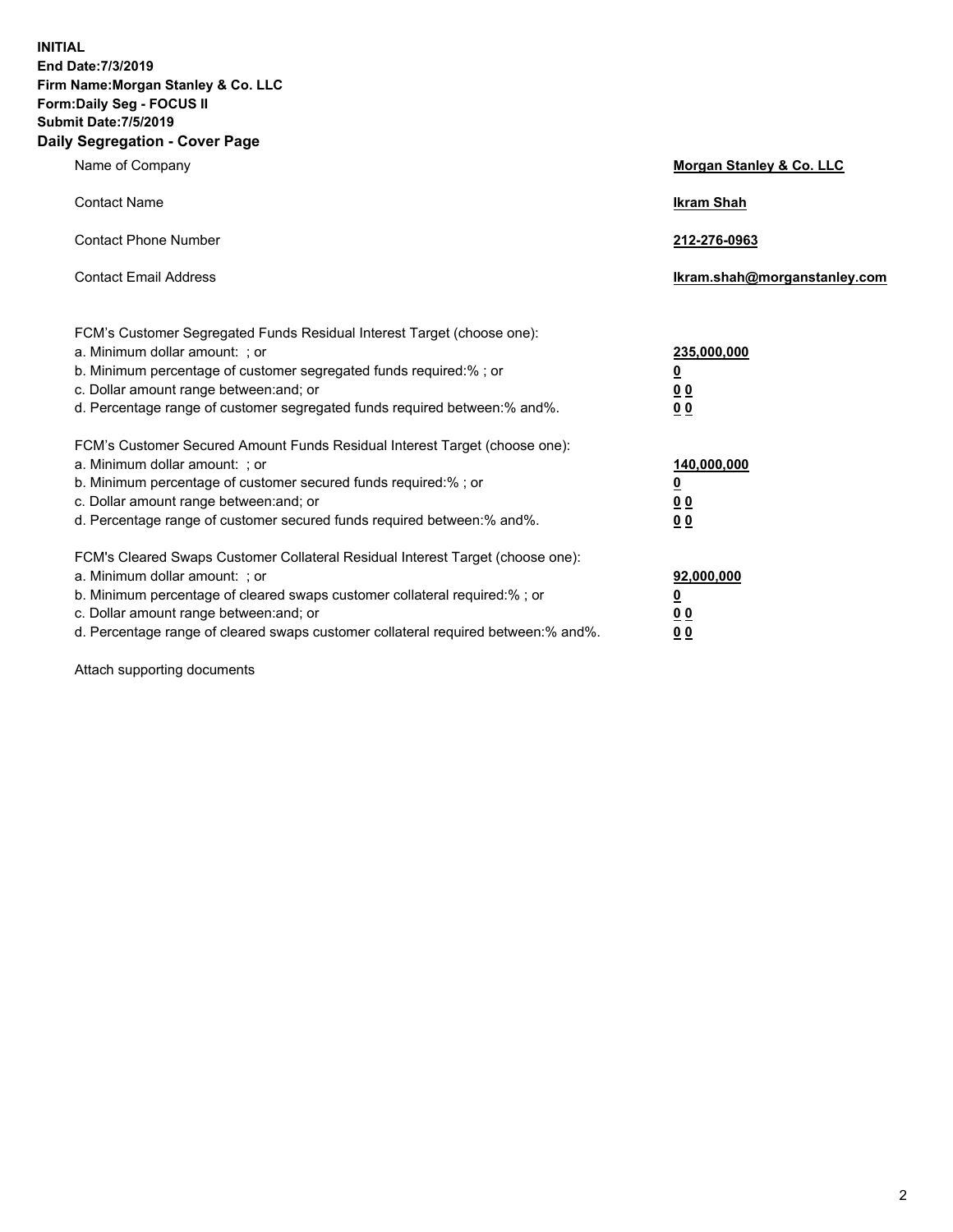**INITIAL**
**End Date:7/3/2019**
**Firm Name:Morgan Stanley & Co. LLC**
**Form:Daily Seg - FOCUS II**
**Submit Date:7/5/2019**
**Daily Segregation - Cover Page**

| | |
|---|---|
| Name of Company | **Morgan Stanley & Co. LLC** |
| Contact Name | **Ikram Shah** |
| Contact Phone Number | **212-276-0963** |
| Contact Email Address | **Ikram.shah@morganstanley.com** |

| | |
|---|---|
| FCM's Customer Segregated Funds Residual Interest Target (choose one): | |
| a. Minimum dollar amount: ; or | **235,000,000** |
| b. Minimum percentage of customer segregated funds required:% ; or | **0** |
| c. Dollar amount range between:and; or | **0 0** |
| d. Percentage range of customer segregated funds required between:% and%. | **0 0** |
| FCM's Customer Secured Amount Funds Residual Interest Target (choose one): | |
| a. Minimum dollar amount: ; or | **140,000,000** |
| b. Minimum percentage of customer secured funds required:% ; or | **0** |
| c. Dollar amount range between:and; or | **0 0** |
| d. Percentage range of customer secured funds required between:% and%. | **0 0** |
| FCM's Cleared Swaps Customer Collateral Residual Interest Target (choose one): | |
| a. Minimum dollar amount: ; or | **92,000,000** |
| b. Minimum percentage of cleared swaps customer collateral required:% ; or | **0** |
| c. Dollar amount range between:and; or | **0 0** |
| d. Percentage range of cleared swaps customer collateral required between:% and%. | **0 0** |

Attach supporting documents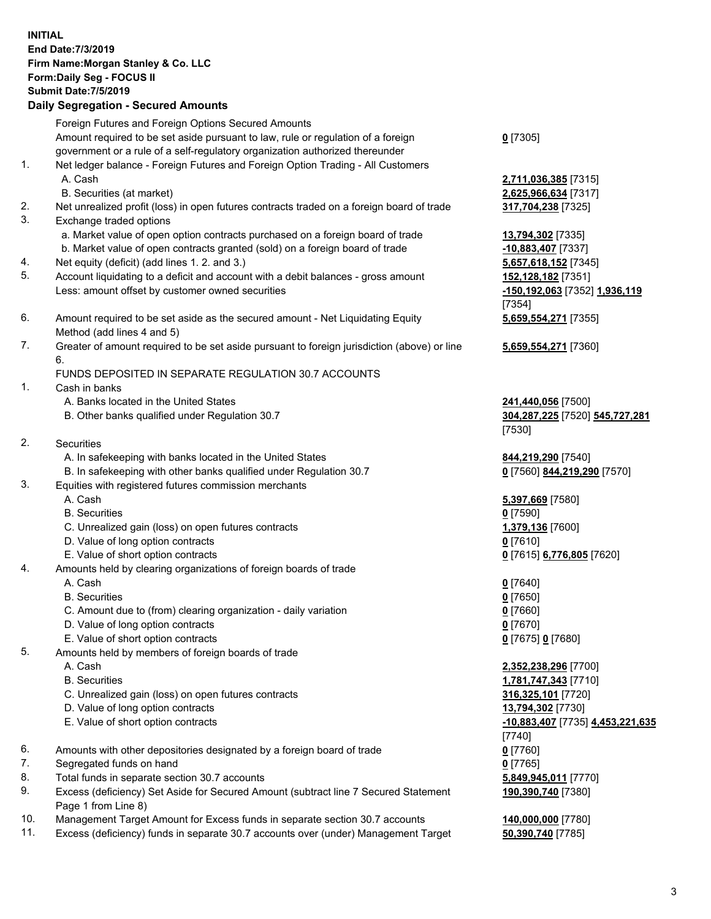**INITIAL**
**End Date:7/3/2019**
**Firm Name:Morgan Stanley & Co. LLC**
**Form:Daily Seg - FOCUS II**
**Submit Date:7/5/2019**

## Daily Segregation - Secured Amounts

| | | |
|---|---|---|
| | Foreign Futures and Foreign Options Secured Amounts | |
| | Amount required to be set aside pursuant to law, rule or regulation of a foreign government or a rule of a self-regulatory organization authorized thereunder | **0** [7305] |
| 1. | Net ledger balance - Foreign Futures and Foreign Option Trading - All Customers | |
| | A. Cash | **2,711,036,385** [7315] |
| | B. Securities (at market) | **2,625,966,634** [7317] |
| 2. | Net unrealized profit (loss) in open futures contracts traded on a foreign board of trade | **317,704,238** [7325] |
| 3. | Exchange traded options | |
| | a. Market value of open option contracts purchased on a foreign board of trade | **13,794,302** [7335] |
| | b. Market value of open contracts granted (sold) on a foreign board of trade | **-10,883,407** [7337] |
| 4. | Net equity (deficit) (add lines 1. 2. and 3.) | **5,657,618,152** [7345] |
| 5. | Account liquidating to a deficit and account with a debit balances - gross amount | **152,128,182** [7351] |
| | Less: amount offset by customer owned securities | **-150,192,063** [7352] **1,936,119** [7354] |
| 6. | Amount required to be set aside as the secured amount - Net Liquidating Equity Method (add lines 4 and 5) | **5,659,554,271** [7355] |
| 7. | Greater of amount required to be set aside pursuant to foreign jurisdiction (above) or line 6. | **5,659,554,271** [7360] |
| | FUNDS DEPOSITED IN SEPARATE REGULATION 30.7 ACCOUNTS | |
| 1. | Cash in banks | |
| | A. Banks located in the United States | **241,440,056** [7500] |
| | B. Other banks qualified under Regulation 30.7 | **304,287,225** [7520] **545,727,281** [7530] |
| 2. | Securities | |
| | A. In safekeeping with banks located in the United States | **844,219,290** [7540] |
| | B. In safekeeping with other banks qualified under Regulation 30.7 | **0** [7560] **844,219,290** [7570] |
| 3. | Equities with registered futures commission merchants | |
| | A. Cash | **5,397,669** [7580] |
| | B. Securities | **0** [7590] |
| | C. Unrealized gain (loss) on open futures contracts | **1,379,136** [7600] |
| | D. Value of long option contracts | **0** [7610] |
| | E. Value of short option contracts | **0** [7615] **6,776,805** [7620] |
| 4. | Amounts held by clearing organizations of foreign boards of trade | |
| | A. Cash | **0** [7640] |
| | B. Securities | **0** [7650] |
| | C. Amount due to (from) clearing organization - daily variation | **0** [7660] |
| | D. Value of long option contracts | **0** [7670] |
| | E. Value of short option contracts | **0** [7675] **0** [7680] |
| 5. | Amounts held by members of foreign boards of trade | |
| | A. Cash | **2,352,238,296** [7700] |
| | B. Securities | **1,781,747,343** [7710] |
| | C. Unrealized gain (loss) on open futures contracts | **316,325,101** [7720] |
| | D. Value of long option contracts | **13,794,302** [7730] |
| | E. Value of short option contracts | **-10,883,407** [7735] **4,453,221,635** [7740] |
| 6. | Amounts with other depositories designated by a foreign board of trade | **0** [7760] |
| 7. | Segregated funds on hand | **0** [7765] |
| 8. | Total funds in separate section 30.7 accounts | **5,849,945,011** [7770] |
| 9. | Excess (deficiency) Set Aside for Secured Amount (subtract line 7 Secured Statement Page 1 from Line 8) | **190,390,740** [7380] |
| 10. | Management Target Amount for Excess funds in separate section 30.7 accounts | **140,000,000** [7780] |
| 11. | Excess (deficiency) funds in separate 30.7 accounts over (under) Management Target | **50,390,740** [7785] |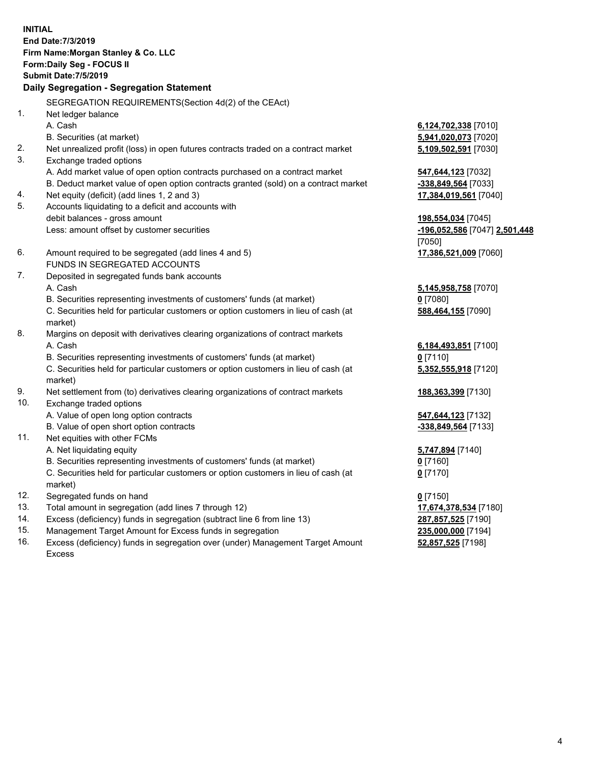**INITIAL**
**End Date:7/3/2019**
**Firm Name:Morgan Stanley & Co. LLC**
**Form:Daily Seg - FOCUS II**
**Submit Date:7/5/2019**

## Daily Segregation - Segregation Statement

SEGREGATION REQUIREMENTS(Section 4d(2) of the CEAct)

| | | |
|---|---|---|
| 1. | Net ledger balance | |
| | A. Cash | **6,124,702,338** [7010] |
| | B. Securities (at market) | **5,941,020,073** [7020] |
| 2. | Net unrealized profit (loss) in open futures contracts traded on a contract market | **5,109,502,591** [7030] |
| 3. | Exchange traded options | |
| | A. Add market value of open option contracts purchased on a contract market | **547,644,123** [7032] |
| | B. Deduct market value of open option contracts granted (sold) on a contract market | **-338,849,564** [7033] |
| 4. | Net equity (deficit) (add lines 1, 2 and 3) | **17,384,019,561** [7040] |
| 5. | Accounts liquidating to a deficit and accounts with debit balances - gross amount | **198,554,034** [7045] |
| | Less: amount offset by customer securities | **-196,052,586** [7047] **2,501,448** [7050] |
| 6. | Amount required to be segregated (add lines 4 and 5) | **17,386,521,009** [7060] |
| | FUNDS IN SEGREGATED ACCOUNTS | |
| 7. | Deposited in segregated funds bank accounts | |
| | A. Cash | **5,145,958,758** [7070] |
| | B. Securities representing investments of customers' funds (at market) | **0** [7080] |
| | C. Securities held for particular customers or option customers in lieu of cash (at market) | **588,464,155** [7090] |
| 8. | Margins on deposit with derivatives clearing organizations of contract markets | |
| | A. Cash | **6,184,493,851** [7100] |
| | B. Securities representing investments of customers' funds (at market) | **0** [7110] |
| | C. Securities held for particular customers or option customers in lieu of cash (at market) | **5,352,555,918** [7120] |
| 9. | Net settlement from (to) derivatives clearing organizations of contract markets | **188,363,399** [7130] |
| 10. | Exchange traded options | |
| | A. Value of open long option contracts | **547,644,123** [7132] |
| | B. Value of open short option contracts | **-338,849,564** [7133] |
| 11. | Net equities with other FCMs | |
| | A. Net liquidating equity | **5,747,894** [7140] |
| | B. Securities representing investments of customers' funds (at market) | **0** [7160] |
| | C. Securities held for particular customers or option customers in lieu of cash (at market) | **0** [7170] |
| 12. | Segregated funds on hand | **0** [7150] |
| 13. | Total amount in segregation (add lines 7 through 12) | **17,674,378,534** [7180] |
| 14. | Excess (deficiency) funds in segregation (subtract line 6 from line 13) | **287,857,525** [7190] |
| 15. | Management Target Amount for Excess funds in segregation | **235,000,000** [7194] |
| 16. | Excess (deficiency) funds in segregation over (under) Management Target Amount Excess | **52,857,525** [7198] |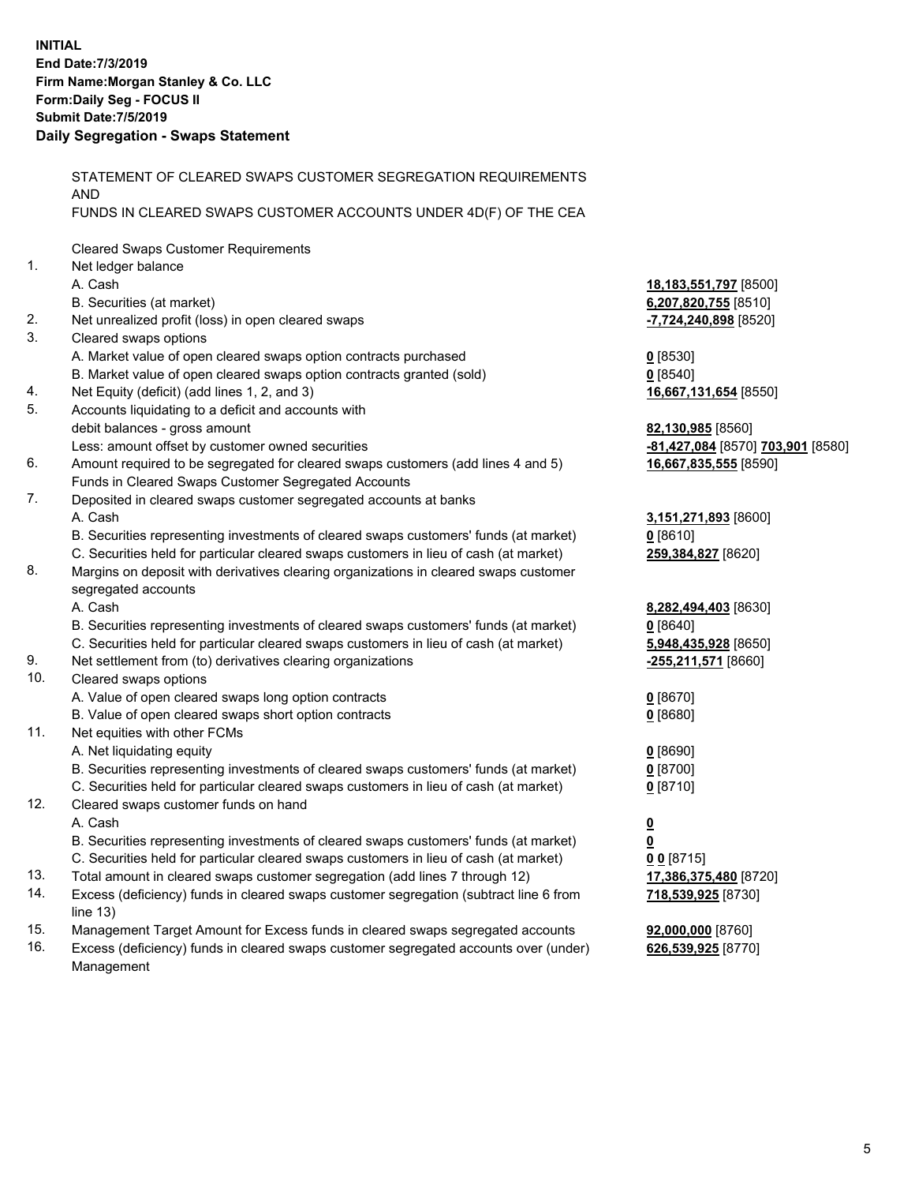**INITIAL**
**End Date:7/3/2019**
**Firm Name:Morgan Stanley & Co. LLC**
**Form:Daily Seg - FOCUS II**
**Submit Date:7/5/2019**
**Daily Segregation - Swaps Statement**

STATEMENT OF CLEARED SWAPS CUSTOMER SEGREGATION REQUIREMENTS AND FUNDS IN CLEARED SWAPS CUSTOMER ACCOUNTS UNDER 4D(F) OF THE CEA

| | | |
|---|---|---|
| | Cleared Swaps Customer Requirements | |
| 1. | Net ledger balance | |
| | A. Cash | **18,183,551,797** [8500] |
| | B. Securities (at market) | **6,207,820,755** [8510] |
| 2. | Net unrealized profit (loss) in open cleared swaps | **-7,724,240,898** [8520] |
| 3. | Cleared swaps options | |
| | A. Market value of open cleared swaps option contracts purchased | **0** [8530] |
| | B. Market value of open cleared swaps option contracts granted (sold) | **0** [8540] |
| 4. | Net Equity (deficit) (add lines 1, 2, and 3) | **16,667,131,654** [8550] |
| 5. | Accounts liquidating to a deficit and accounts with debit balances - gross amount | **82,130,985** [8560] |
| | Less: amount offset by customer owned securities | **-81,427,084** [8570] **703,901** [8580] |
| 6. | Amount required to be segregated for cleared swaps customers (add lines 4 and 5) | **16,667,835,555** [8590] |
| | Funds in Cleared Swaps Customer Segregated Accounts | |
| 7. | Deposited in cleared swaps customer segregated accounts at banks | |
| | A. Cash | **3,151,271,893** [8600] |
| | B. Securities representing investments of cleared swaps customers' funds (at market) | **0** [8610] |
| | C. Securities held for particular cleared swaps customers in lieu of cash (at market) | **259,384,827** [8620] |
| 8. | Margins on deposit with derivatives clearing organizations in cleared swaps customer segregated accounts | |
| | A. Cash | **8,282,494,403** [8630] |
| | B. Securities representing investments of cleared swaps customers' funds (at market) | **0** [8640] |
| | C. Securities held for particular cleared swaps customers in lieu of cash (at market) | **5,948,435,928** [8650] |
| 9. | Net settlement from (to) derivatives clearing organizations | **-255,211,571** [8660] |
| 10. | Cleared swaps options | |
| | A. Value of open cleared swaps long option contracts | **0** [8670] |
| | B. Value of open cleared swaps short option contracts | **0** [8680] |
| 11. | Net equities with other FCMs | |
| | A. Net liquidating equity | **0** [8690] |
| | B. Securities representing investments of cleared swaps customers' funds (at market) | **0** [8700] |
| | C. Securities held for particular cleared swaps customers in lieu of cash (at market) | **0** [8710] |
| 12. | Cleared swaps customer funds on hand | |
| | A. Cash | **0** |
| | B. Securities representing investments of cleared swaps customers' funds (at market) | **0** |
| | C. Securities held for particular cleared swaps customers in lieu of cash (at market) | **0** **0** [8715] |
| 13. | Total amount in cleared swaps customer segregation (add lines 7 through 12) | **17,386,375,480** [8720] |
| 14. | Excess (deficiency) funds in cleared swaps customer segregation (subtract line 6 from line 13) | **718,539,925** [8730] |
| 15. | Management Target Amount for Excess funds in cleared swaps segregated accounts | **92,000,000** [8760] |
| 16. | Excess (deficiency) funds in cleared swaps customer segregated accounts over (under) Management | **626,539,925** [8770] |